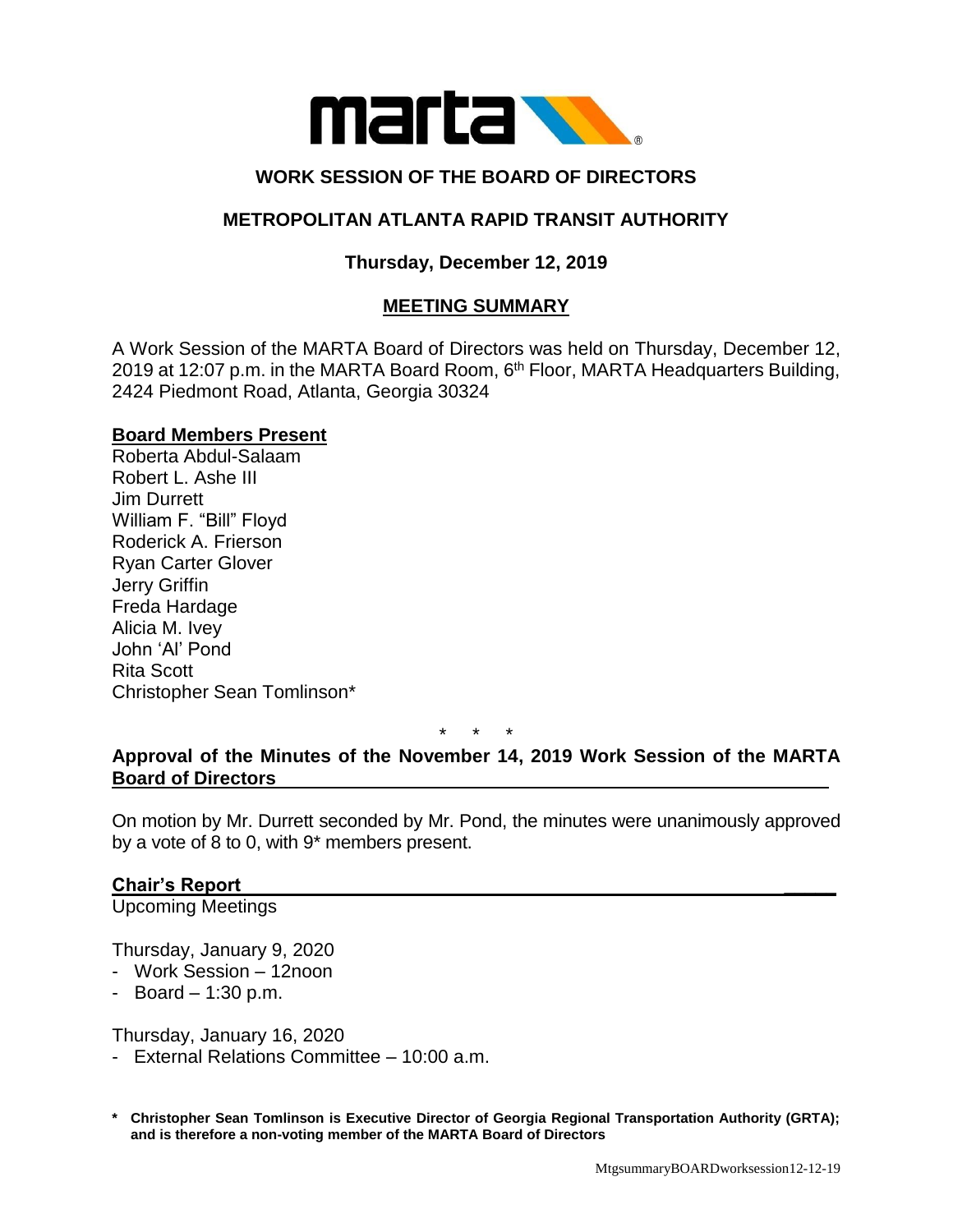marta

## WORK SESSION OF THE BOARD OF DIRECTORS

## METROPOLITAN ATLANTA RAPID TRANSIT AUTHORITY

### Thursday, December 12, 2019

### MEETING SUMMARY

A Work Session of the MARTA Board of Directors was held on Thursday, December 12, 2019 at 12:07 p.m. in the MARTA Board Room, 6th Floor, MARTA Headquarters Building, 2424 Piedmont Road, Atlanta, Georgia 30324

**Board Members Present**
Roberta Abdul-Salaam
Robert L. Ashe III
Jim Durrett
William F. "Bill" Floyd
Roderick A. Frierson
Ryan Carter Glover
Jerry Griffin
Freda Hardage
Alicia M. Ivey
John 'Al' Pond
Rita Scott
Christopher Sean Tomlinson*

\* \* \*

**Approval of the Minutes of the November 14, 2019 Work Session of the MARTA Board of Directors**

On motion by Mr. Durrett seconded by Mr. Pond, the minutes were unanimously approved by a vote of 8 to 0, with 9* members present.

**Chair's Report**
Upcoming Meetings

Thursday, January 9, 2020
- Work Session – 12noon
- Board – 1:30 p.m.

Thursday, January 16, 2020
- External Relations Committee – 10:00 a.m.

**\* Christopher Sean Tomlinson is Executive Director of Georgia Regional Transportation Authority (GRTA); and is therefore a non-voting member of the MARTA Board of Directors**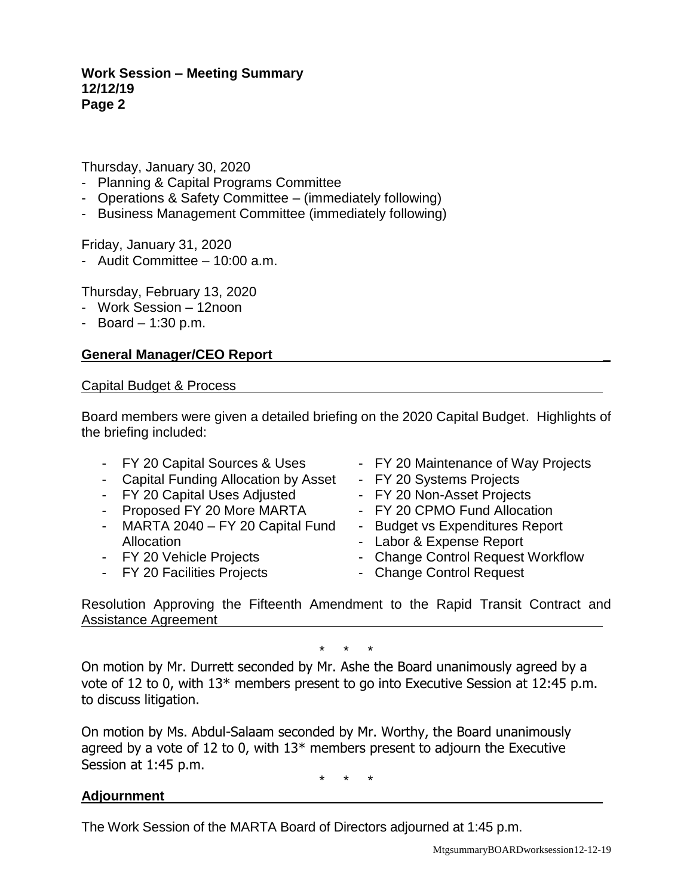Thursday, January 30, 2020

- Planning & Capital Programs Committee
- Operations & Safety Committee – (immediately following)
- Business Management Committee (immediately following)

Friday, January 31, 2020

- Audit Committee – 10:00 a.m.

Thursday, February 13, 2020

- Work Session – 12noon
- Board – 1:30 p.m.

## General Manager/CEO Report

### Capital Budget & Process

Board members were given a detailed briefing on the 2020 Capital Budget. Highlights of the briefing included:

- FY 20 Capital Sources & Uses
- Capital Funding Allocation by Asset
- FY 20 Capital Uses Adjusted
- Proposed FY 20 More MARTA
- MARTA 2040 – FY 20 Capital Fund Allocation
- FY 20 Vehicle Projects
- FY 20 Facilities Projects
- FY 20 Maintenance of Way Projects
- FY 20 Systems Projects
- FY 20 Non-Asset Projects
- FY 20 CPMO Fund Allocation
- Budget vs Expenditures Report
- Labor & Expense Report
- Change Control Request Workflow
- Change Control Request

### Resolution Approving the Fifteenth Amendment to the Rapid Transit Contract and Assistance Agreement

\* \* \*

On motion by Mr. Durrett seconded by Mr. Ashe the Board unanimously agreed by a vote of 12 to 0, with 13* members present to go into Executive Session at 12:45 p.m. to discuss litigation.

On motion by Ms. Abdul-Salaam seconded by Mr. Worthy, the Board unanimously agreed by a vote of 12 to 0, with 13* members present to adjourn the Executive Session at 1:45 p.m.

\* \* \*

## Adjournment

The Work Session of the MARTA Board of Directors adjourned at 1:45 p.m.